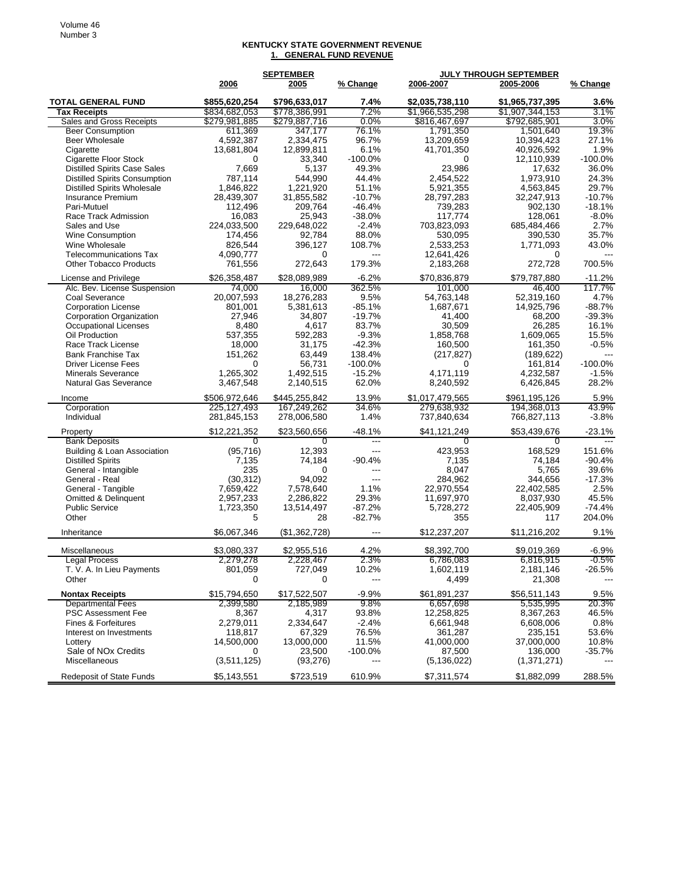# KENTUCKY STATE GOVERNMENT REVENUE

## 1. GENERAL FUND REVENUE

| | SEPTEMBER | | | JULY THROUGH SEPTEMBER | | |
|---|---|---|---|---|---|---|
| | 2006 | 2005 | % Change | 2006-2007 | 2005-2006 | % Change |
| **TOTAL GENERAL FUND** | **$855,620,254** | **$796,633,017** | **7.4%** | **$2,035,738,110** | **$1,965,737,395** | **3.6%** |
| **Tax Receipts** | $834,682,053 | $778,386,991 | 7.2% | $1,966,535,298 | $1,907,344,153 | 3.1% |
| Sales and Gross Receipts | $279,981,885 | $279,887,716 | 0.0% | $816,467,697 | $792,685,901 | 3.0% |
| Beer Consumption | 611,369 | 347,177 | 76.1% | 1,791,350 | 1,501,640 | 19.3% |
| Beer Wholesale | 4,592,387 | 2,334,475 | 96.7% | 13,209,659 | 10,394,423 | 27.1% |
| Cigarette | 13,681,804 | 12,899,811 | 6.1% | 41,701,350 | 40,926,592 | 1.9% |
| Cigarette Floor Stock | 0 | 33,340 | -100.0% | 0 | 12,110,939 | -100.0% |
| Distilled Spirits Case Sales | 7,669 | 5,137 | 49.3% | 23,986 | 17,632 | 36.0% |
| Distilled Spirits Consumption | 787,114 | 544,990 | 44.4% | 2,454,522 | 1,973,910 | 24.3% |
| Distilled Spirits Wholesale | 1,846,822 | 1,221,920 | 51.1% | 5,921,355 | 4,563,845 | 29.7% |
| Insurance Premium | 28,439,307 | 31,855,582 | -10.7% | 28,797,283 | 32,247,913 | -10.7% |
| Pari-Mutuel | 112,496 | 209,764 | -46.4% | 739,283 | 902,130 | -18.1% |
| Race Track Admission | 16,083 | 25,943 | -38.0% | 117,774 | 128,061 | -8.0% |
| Sales and Use | 224,033,500 | 229,648,022 | -2.4% | 703,823,093 | 685,484,466 | 2.7% |
| Wine Consumption | 174,456 | 92,784 | 88.0% | 530,095 | 390,530 | 35.7% |
| Wine Wholesale | 826,544 | 396,127 | 108.7% | 2,533,253 | 1,771,093 | 43.0% |
| Telecommunications Tax | 4,090,777 | 0 | --- | 12,641,426 | 0 | --- |
| Other Tobacco Products | 761,556 | 272,643 | 179.3% | 2,183,268 | 272,728 | 700.5% |
| License and Privilege | $26,358,487 | $28,089,989 | -6.2% | $70,836,879 | $79,787,880 | -11.2% |
| Alc. Bev. License Suspension | 74,000 | 16,000 | 362.5% | 101,000 | 46,400 | 117.7% |
| Coal Severance | 20,007,593 | 18,276,283 | 9.5% | 54,763,148 | 52,319,160 | 4.7% |
| Corporation License | 801,001 | 5,381,613 | -85.1% | 1,687,671 | 14,925,796 | -88.7% |
| Corporation Organization | 27,946 | 34,807 | -19.7% | 41,400 | 68,200 | -39.3% |
| Occupational Licenses | 8,480 | 4,617 | 83.7% | 30,509 | 26,285 | 16.1% |
| Oil Production | 537,355 | 592,283 | -9.3% | 1,858,768 | 1,609,065 | 15.5% |
| Race Track License | 18,000 | 31,175 | -42.3% | 160,500 | 161,350 | -0.5% |
| Bank Franchise Tax | 151,262 | 63,449 | 138.4% | (217,827) | (189,622) | --- |
| Driver License Fees | 0 | 56,731 | -100.0% | 0 | 161,814 | -100.0% |
| Minerals Severance | 1,265,302 | 1,492,515 | -15.2% | 4,171,119 | 4,232,587 | -1.5% |
| Natural Gas Severance | 3,467,548 | 2,140,515 | 62.0% | 8,240,592 | 6,426,845 | 28.2% |
| Income | $506,972,646 | $445,255,842 | 13.9% | $1,017,479,565 | $961,195,126 | 5.9% |
| Corporation | 225,127,493 | 167,249,262 | 34.6% | 279,638,932 | 194,368,013 | 43.9% |
| Individual | 281,845,153 | 278,006,580 | 1.4% | 737,840,634 | 766,827,113 | -3.8% |
| Property | $12,221,352 | $23,560,656 | -48.1% | $41,121,249 | $53,439,676 | -23.1% |
| Bank Deposits | 0 | 0 | --- | 0 | 0 | --- |
| Building & Loan Association | (95,716) | 12,393 | --- | 423,953 | 168,529 | 151.6% |
| Distilled Spirits | 7,135 | 74,184 | -90.4% | 7,135 | 74,184 | -90.4% |
| General - Intangible | 235 | 0 | --- | 8,047 | 5,765 | 39.6% |
| General - Real | (30,312) | 94,092 | --- | 284,962 | 344,656 | -17.3% |
| General - Tangible | 7,659,422 | 7,578,640 | 1.1% | 22,970,554 | 22,402,585 | 2.5% |
| Omitted & Delinquent | 2,957,233 | 2,286,822 | 29.3% | 11,697,970 | 8,037,930 | 45.5% |
| Public Service | 1,723,350 | 13,514,497 | -87.2% | 5,728,272 | 22,405,909 | -74.4% |
| Other | 5 | 28 | -82.7% | 355 | 117 | 204.0% |
| Inheritance | $6,067,346 | ($1,362,728) | --- | $12,237,207 | $11,216,202 | 9.1% |
| Miscellaneous | $3,080,337 | $2,955,516 | 4.2% | $8,392,700 | $9,019,369 | -6.9% |
| Legal Process | 2,279,278 | 2,228,467 | 2.3% | 6,786,083 | 6,816,915 | -0.5% |
| T. V. A. In Lieu Payments | 801,059 | 727,049 | 10.2% | 1,602,119 | 2,181,146 | -26.5% |
| Other | 0 | 0 | --- | 4,499 | 21,308 | --- |
| **Nontax Receipts** | $15,794,650 | $17,522,507 | -9.9% | $61,891,237 | $56,511,143 | 9.5% |
| Departmental Fees | 2,399,580 | 2,185,989 | 9.8% | 6,657,698 | 5,535,995 | 20.3% |
| PSC Assessment Fee | 8,367 | 4,317 | 93.8% | 12,258,825 | 8,367,263 | 46.5% |
| Fines & Forfeitures | 2,279,011 | 2,334,647 | -2.4% | 6,661,948 | 6,608,006 | 0.8% |
| Interest on Investments | 118,817 | 67,329 | 76.5% | 361,287 | 235,151 | 53.6% |
| Lottery | 14,500,000 | 13,000,000 | 11.5% | 41,000,000 | 37,000,000 | 10.8% |
| Sale of NOx Credits | 0 | 23,500 | -100.0% | 87,500 | 136,000 | -35.7% |
| Miscellaneous | (3,511,125) | (93,276) | --- | (5,136,022) | (1,371,271) | --- |
| Redeposit of State Funds | $5,143,551 | $723,519 | 610.9% | $7,311,574 | $1,882,099 | 288.5% |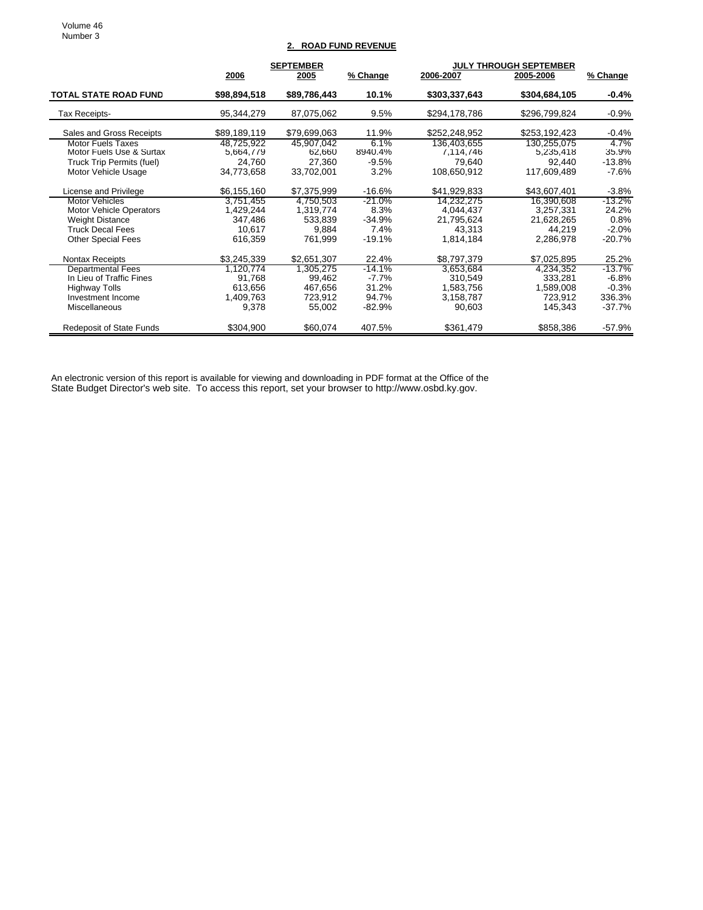## 2. ROAD FUND REVENUE

| | SEPTEMBER | | | JULY THROUGH SEPTEMBER | | |
|---|---|---|---|---|---|---|
| | 2006 | 2005 | % Change | 2006-2007 | 2005-2006 | % Change |
| **TOTAL STATE ROAD FUND** | **$98,894,518** | **$89,786,443** | **10.1%** | **$303,337,643** | **$304,684,105** | **-0.4%** |
| Tax Receipts- | 95,344,279 | 87,075,062 | 9.5% | $294,178,786 | $296,799,824 | -0.9% |
| Sales and Gross Receipts | $89,189,119 | $79,699,063 | 11.9% | $252,248,952 | $253,192,423 | -0.4% |
| Motor Fuels Taxes | 48,725,922 | 45,907,042 | 6.1% | 136,403,655 | 130,255,075 | 4.7% |
| Motor Fuels Use & Surtax | 5,664,779 | 62,660 | 8940.4% | 7,114,746 | 5,235,418 | 35.9% |
| Truck Trip Permits (fuel) | 24,760 | 27,360 | -9.5% | 79,640 | 92,440 | -13.8% |
| Motor Vehicle Usage | 34,773,658 | 33,702,001 | 3.2% | 108,650,912 | 117,609,489 | -7.6% |
| License and Privilege | $6,155,160 | $7,375,999 | -16.6% | $41,929,833 | $43,607,401 | -3.8% |
| Motor Vehicles | 3,751,455 | 4,750,503 | -21.0% | 14,232,275 | 16,390,608 | -13.2% |
| Motor Vehicle Operators | 1,429,244 | 1,319,774 | 8.3% | 4,044,437 | 3,257,331 | 24.2% |
| Weight Distance | 347,486 | 533,839 | -34.9% | 21,795,624 | 21,628,265 | 0.8% |
| Truck Decal Fees | 10,617 | 9,884 | 7.4% | 43,313 | 44,219 | -2.0% |
| Other Special Fees | 616,359 | 761,999 | -19.1% | 1,814,184 | 2,286,978 | -20.7% |
| Nontax Receipts | $3,245,339 | $2,651,307 | 22.4% | $8,797,379 | $7,025,895 | 25.2% |
| Departmental Fees | 1,120,774 | 1,305,275 | -14.1% | 3,653,684 | 4,234,352 | -13.7% |
| In Lieu of Traffic Fines | 91,768 | 99,462 | -7.7% | 310,549 | 333,281 | -6.8% |
| Highway Tolls | 613,656 | 467,656 | 31.2% | 1,583,756 | 1,589,008 | -0.3% |
| Investment Income | 1,409,763 | 723,912 | 94.7% | 3,158,787 | 723,912 | 336.3% |
| Miscellaneous | 9,378 | 55,002 | -82.9% | 90,603 | 145,343 | -37.7% |
| Redeposit of State Funds | $304,900 | $60,074 | 407.5% | $361,479 | $858,386 | -57.9% |

An electronic version of this report is available for viewing and downloading in PDF format at the Office of the State Budget Director's web site. To access this report, set your browser to http://www.osbd.ky.gov.